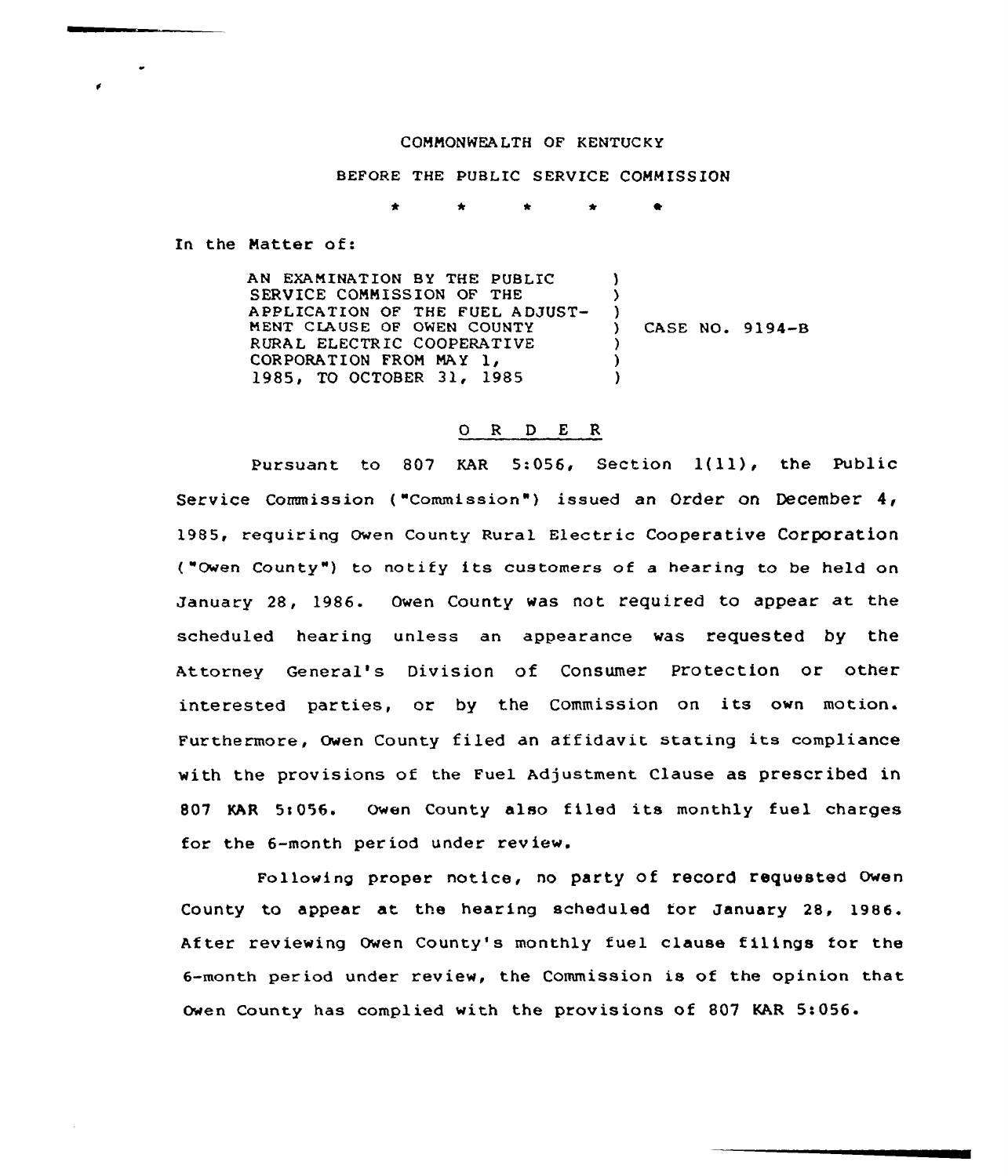COMMONWEALTH OF KENTUCKY

BEFORE THE PUBLIC SERVICE COMMISSION

\* \* \* \* \*

In the Matter of:

AN EXAMINATION BY THE PUBLIC SERVICE COMMISSION OF THE APPLICATION OF THE FUEL ADJUSTMENT CLAUSE OF OWEN COUNTY RURAL ELECTRIC COOPERATIVE CORPORATION FROM MAY 1, 1985, TO OCTOBER 31, 1985 ) CASE NO. 9194-B

O R D E R

Pursuant to 807 KAR 5:056, Section 1(11), the Public Service Commission ("Commission") issued an Order on December 4, 1985, requiring Owen County Rural Electric Cooperative Corporation ("Owen County") to notify its customers of a hearing to be held on January 28, 1986. Owen County was not required to appear at the scheduled hearing unless an appearance was requested by the Attorney General's Division of Consumer Protection or other interested parties, or by the Commission on its own motion. Furthermore, Owen County filed an affidavit stating its compliance with the provisions of the Fuel Adjustment Clause as prescribed in 807 KAR 5:056. Owen County also filed its monthly fuel charges for the 6-month period under review.

Following proper notice, no party of record requested Owen County to appear at the hearing scheduled for January 28, 1986. After reviewing Owen County's monthly fuel clause filings for the 6-month period under review, the Commission is of the opinion that Owen County has complied with the provisions of 807 KAR 5:056.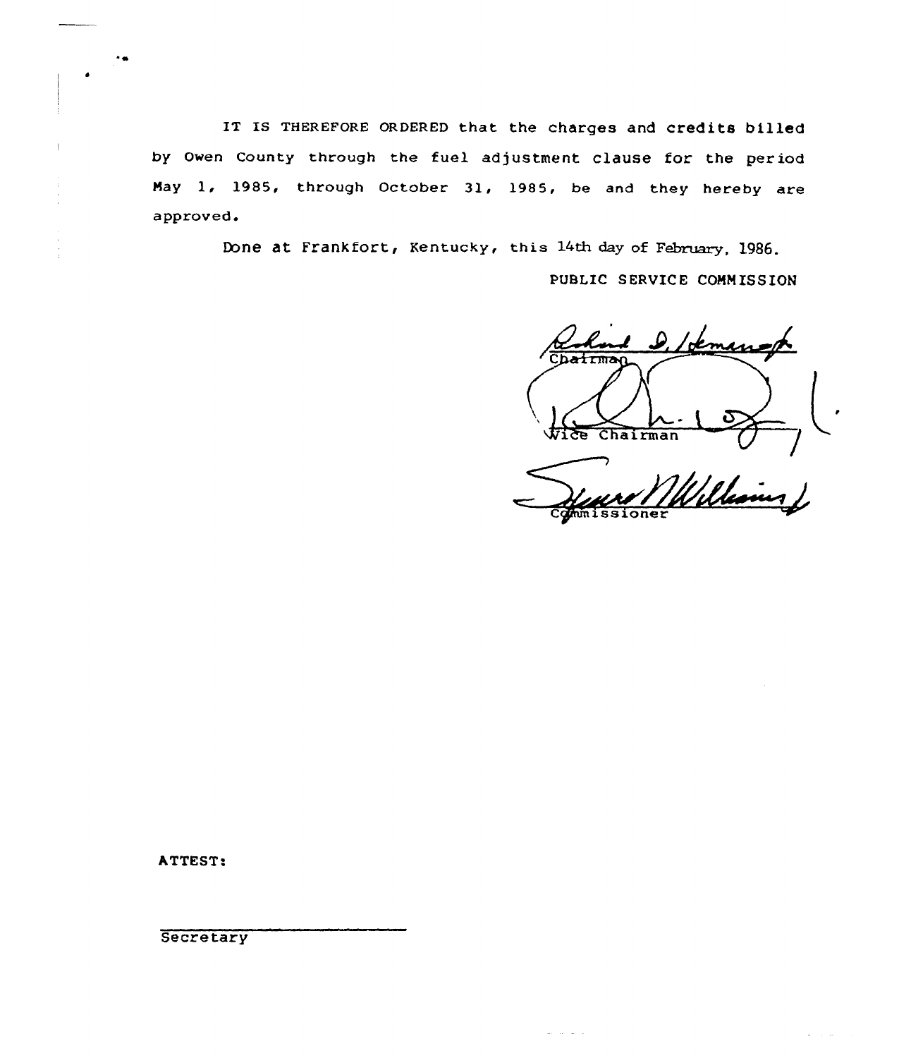IT IS THEREFORE ORDERED that the charges and credits billed by Owen County through the fuel adjustment clause for the period May 1, 1985, through October 31, 1985, be and they hereby are approved.

Done at Frankfort, Kentucky, this 14th day of February, 1986.

PUBLIC SERVICE COMMISSION

Chairman

Vice Chairman

Commissioner

ATTEST:

Secretary